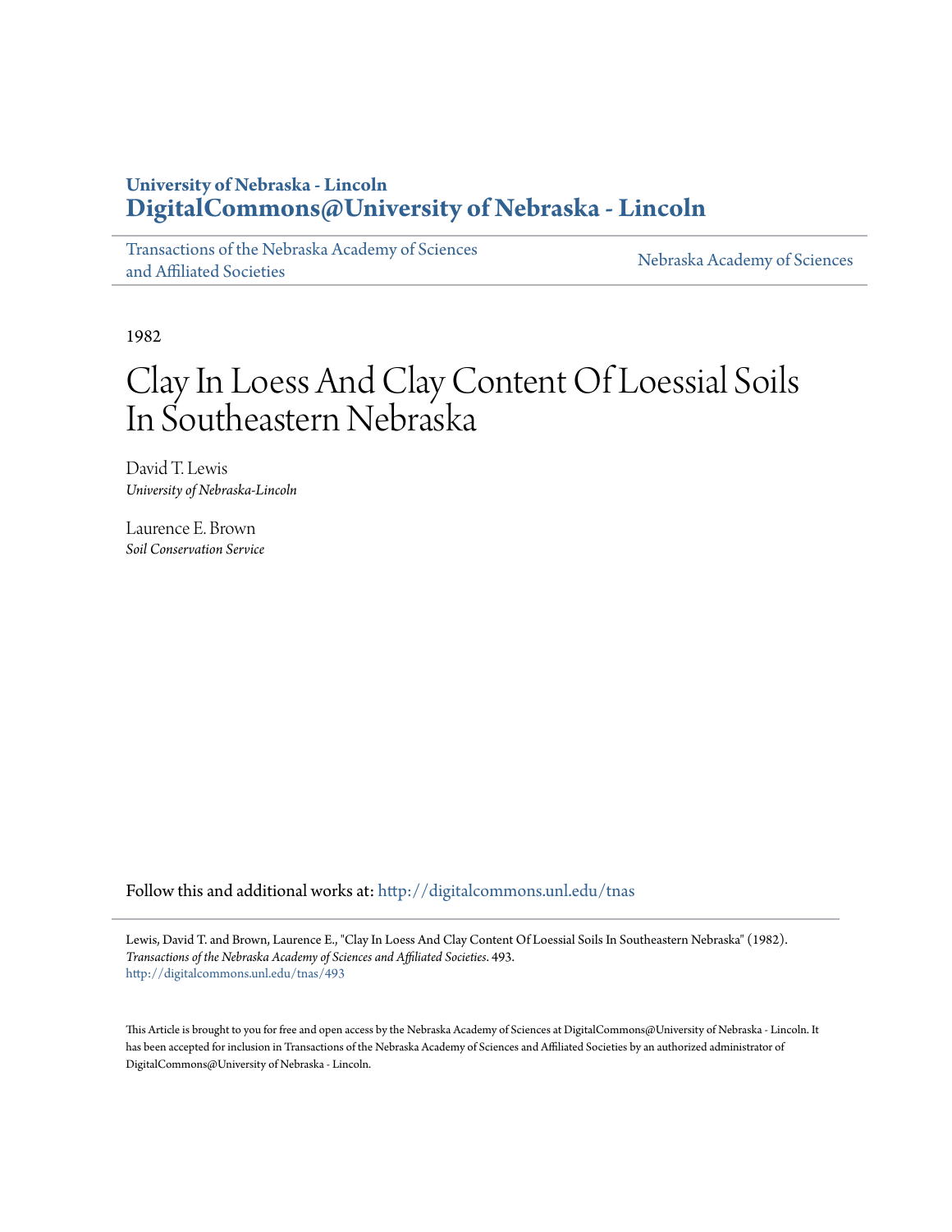**University of Nebraska - Lincoln**
**DigitalCommons@University of Nebraska - Lincoln**

Transactions of the Nebraska Academy of Sciences and Affiliated Societies | Nebraska Academy of Sciences

1982

# Clay In Loess And Clay Content Of Loessial Soils In Southeastern Nebraska

David T. Lewis
*University of Nebraska-Lincoln*

Laurence E. Brown
*Soil Conservation Service*

Follow this and additional works at: http://digitalcommons.unl.edu/tnas

Lewis, David T. and Brown, Laurence E., "Clay In Loess And Clay Content Of Loessial Soils In Southeastern Nebraska" (1982). *Transactions of the Nebraska Academy of Sciences and Affiliated Societies*. 493.
http://digitalcommons.unl.edu/tnas/493

This Article is brought to you for free and open access by the Nebraska Academy of Sciences at DigitalCommons@University of Nebraska - Lincoln. It has been accepted for inclusion in Transactions of the Nebraska Academy of Sciences and Affiliated Societies by an authorized administrator of DigitalCommons@University of Nebraska - Lincoln.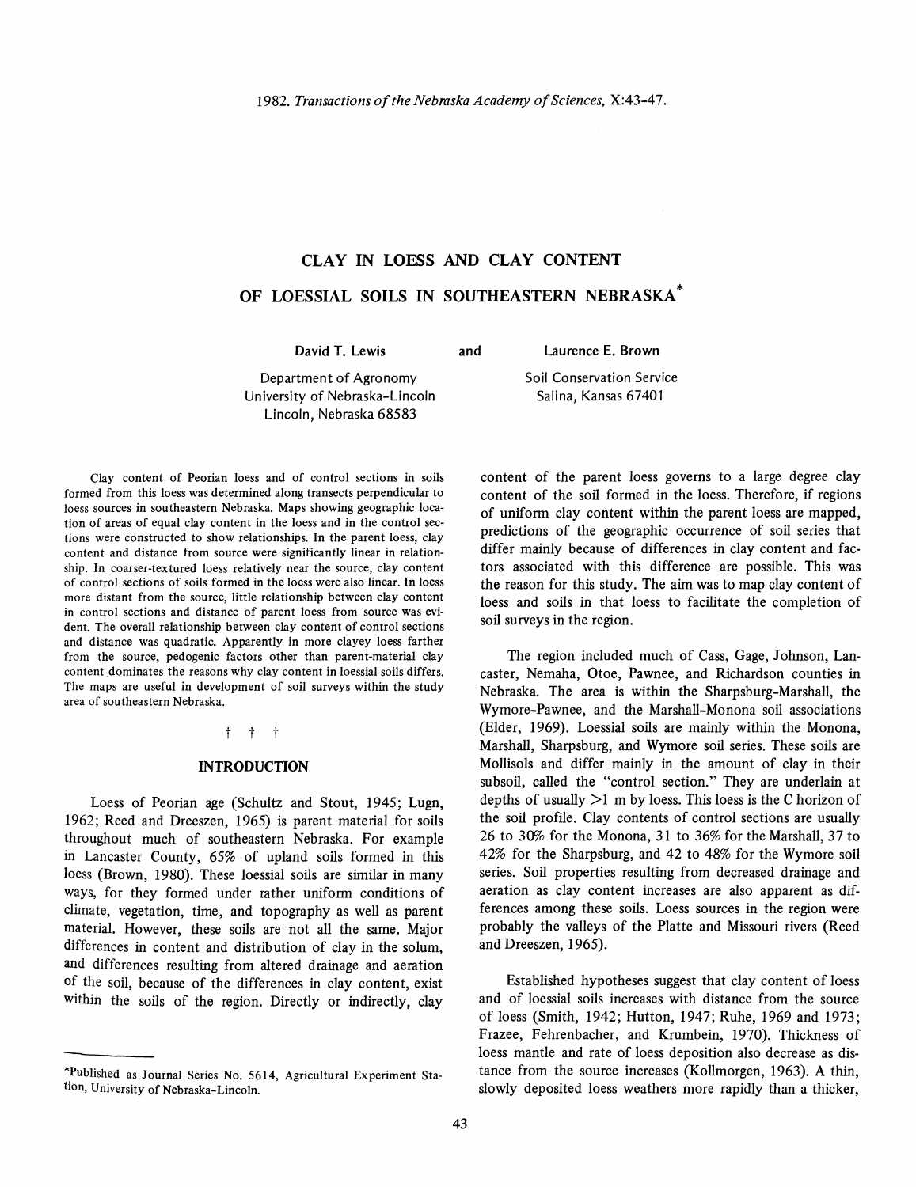1982. *Transactions of the Nebraska Academy of Sciences*, X:43-47.

# CLAY IN LOESS AND CLAY CONTENT OF LOESSIAL SOILS IN SOUTHEASTERN NEBRASKA*

**David T. Lewis**

Department of Agronomy
University of Nebraska-Lincoln
Lincoln, Nebraska 68583

and

**Laurence E. Brown**

Soil Conservation Service
Salina, Kansas 67401

Clay content of Peorian loess and of control sections in soils formed from this loess was determined along transects perpendicular to loess sources in southeastern Nebraska. Maps showing geographic location of areas of equal clay content in the loess and in the control sections were constructed to show relationships. In the parent loess, clay content and distance from source were significantly linear in relationship. In coarser-textured loess relatively near the source, clay content of control sections of soils formed in the loess were also linear. In loess more distant from the source, little relationship between clay content in control sections and distance of parent loess from source was evident. The overall relationship between clay content of control sections and distance was quadratic. Apparently in more clayey loess farther from the source, pedogenic factors other than parent-material clay content dominates the reasons why clay content in loessial soils differs. The maps are useful in development of soil surveys within the study area of southeastern Nebraska.

† † †

## INTRODUCTION

Loess of Peorian age (Schultz and Stout, 1945; Lugn, 1962; Reed and Dreeszen, 1965) is parent material for soils throughout much of southeastern Nebraska. For example in Lancaster County, 65% of upland soils formed in this loess (Brown, 1980). These loessial soils are similar in many ways, for they formed under rather uniform conditions of climate, vegetation, time, and topography as well as parent material. However, these soils are not all the same. Major differences in content and distribution of clay in the solum, and differences resulting from altered drainage and aeration of the soil, because of the differences in clay content, exist within the soils of the region. Directly or indirectly, clay content of the parent loess governs to a large degree clay content of the soil formed in the loess. Therefore, if regions of uniform clay content within the parent loess are mapped, predictions of the geographic occurrence of soil series that differ mainly because of differences in clay content and factors associated with this difference are possible. This was the reason for this study. The aim was to map clay content of loess and soils in that loess to facilitate the completion of soil surveys in the region.

The region included much of Cass, Gage, Johnson, Lancaster, Nemaha, Otoe, Pawnee, and Richardson counties in Nebraska. The area is within the Sharpsburg-Marshall, the Wymore-Pawnee, and the Marshall-Monona soil associations (Elder, 1969). Loessial soils are mainly within the Monona, Marshall, Sharpsburg, and Wymore soil series. These soils are Mollisols and differ mainly in the amount of clay in their subsoil, called the "control section." They are underlain at depths of usually >1 m by loess. This loess is the C horizon of the soil profile. Clay contents of control sections are usually 26 to 30% for the Monona, 31 to 36% for the Marshall, 37 to 42% for the Sharpsburg, and 42 to 48% for the Wymore soil series. Soil properties resulting from decreased drainage and aeration as clay content increases are also apparent as differences among these soils. Loess sources in the region were probably the valleys of the Platte and Missouri rivers (Reed and Dreeszen, 1965).

Established hypotheses suggest that clay content of loess and of loessial soils increases with distance from the source of loess (Smith, 1942; Hutton, 1947; Ruhe, 1969 and 1973; Frazee, Fehrenbacher, and Krumbein, 1970). Thickness of loess mantle and rate of loess deposition also decrease as distance from the source increases (Kollmorgen, 1963). A thin, slowly deposited loess weathers more rapidly than a thicker,

*Published as Journal Series No. 5614, Agricultural Experiment Station, University of Nebraska-Lincoln.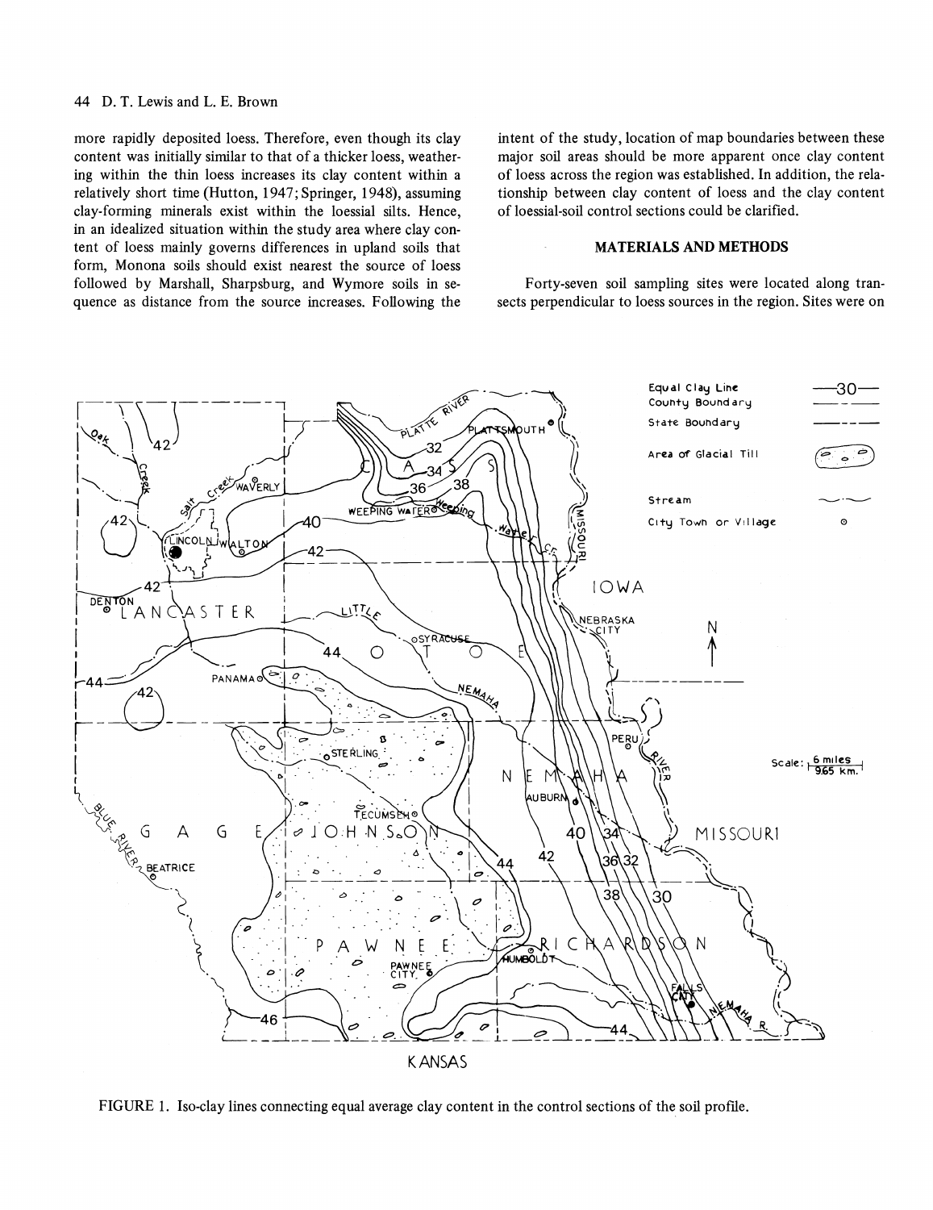more rapidly deposited loess. Therefore, even though its clay content was initially similar to that of a thicker loess, weathering within the thin loess increases its clay content within a relatively short time (Hutton, 1947; Springer, 1948), assuming clay-forming minerals exist within the loessial silts. Hence, in an idealized situation within the study area where clay content of loess mainly governs differences in upland soils that form, Monona soils should exist nearest the source of loess followed by Marshall, Sharpsburg, and Wymore soils in sequence as distance from the source increases. Following the intent of the study, location of map boundaries between these major soil areas should be more apparent once clay content of loess across the region was established. In addition, the relationship between clay content of loess and the clay content of loessial-soil control sections could be clarified.

## MATERIALS AND METHODS

Forty-seven soil sampling sites were located along transects perpendicular to loess sources in the region. Sites were on

FIGURE 1. Iso-clay lines connecting equal average clay content in the control sections of the soil profile.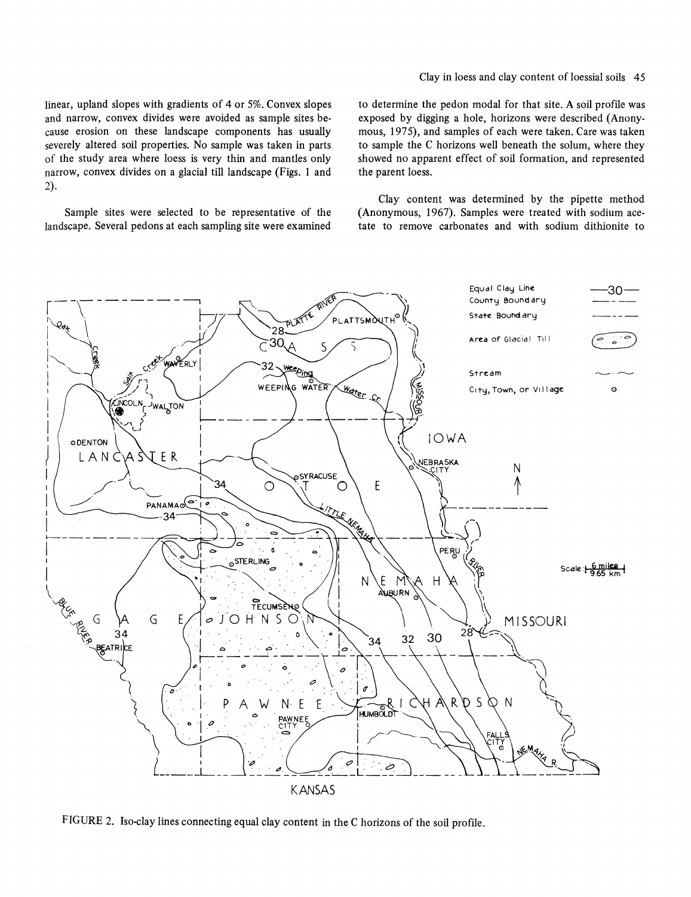linear, upland slopes with gradients of 4 or 5%. Convex slopes and narrow, convex divides were avoided as sample sites because erosion on these landscape components has usually severely altered soil properties. No sample was taken in parts of the study area where loess is very thin and mantles only narrow, convex divides on a glacial till landscape (Figs. 1 and 2).

Sample sites were selected to be representative of the landscape. Several pedons at each sampling site were examined to determine the pedon modal for that site. A soil profile was exposed by digging a hole, horizons were described (Anonymous, 1975), and samples of each were taken. Care was taken to sample the C horizons well beneath the solum, where they showed no apparent effect of soil formation, and represented the parent loess.

Clay content was determined by the pipette method (Anonymous, 1967). Samples were treated with sodium acetate to remove carbonates and with sodium dithionite to

FIGURE 2. Iso-clay lines connecting equal clay content in the C horizons of the soil profile.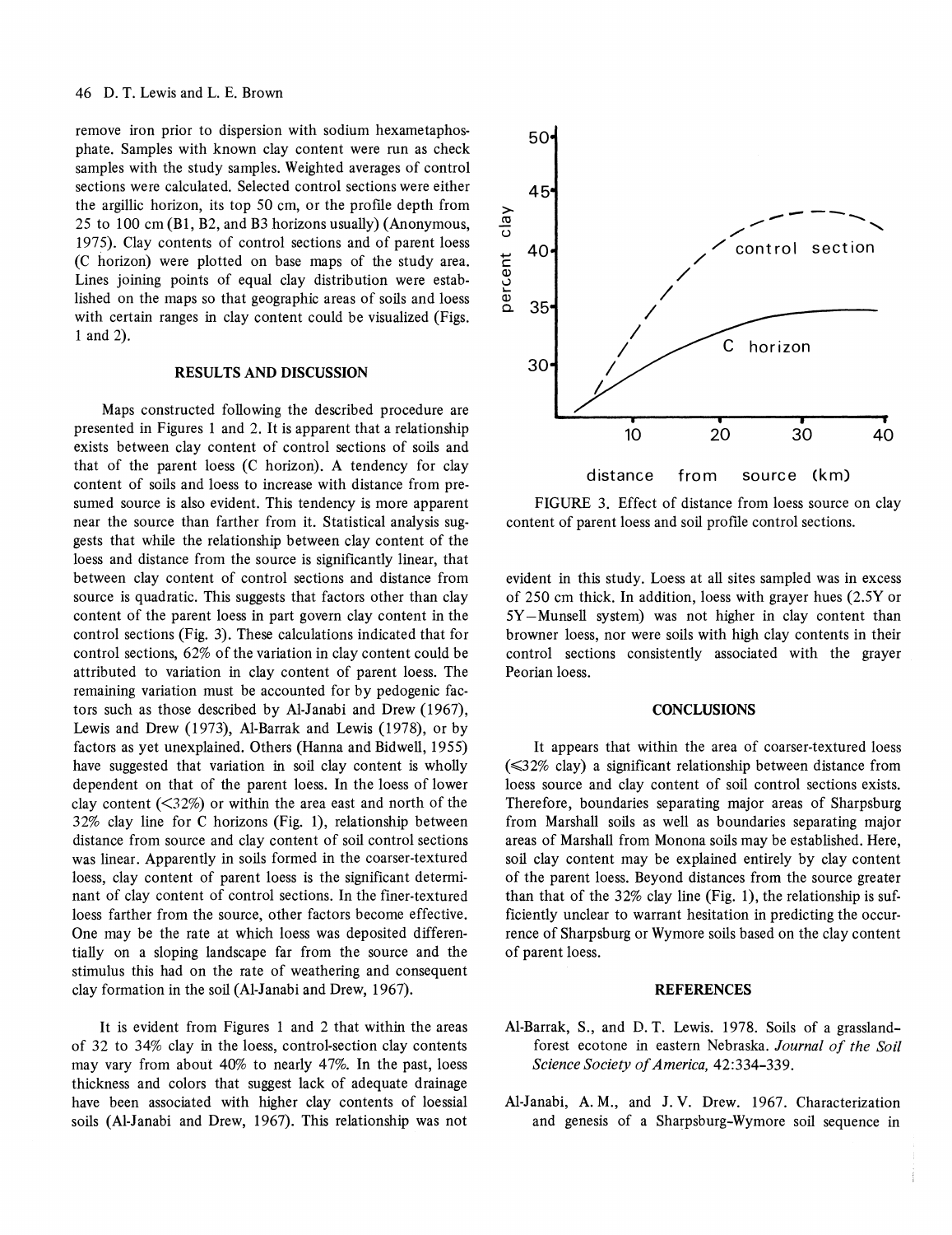remove iron prior to dispersion with sodium hexametaphosphate. Samples with known clay content were run as check samples with the study samples. Weighted averages of control sections were calculated. Selected control sections were either the argillic horizon, its top 50 cm, or the profile depth from 25 to 100 cm (B1, B2, and B3 horizons usually) (Anonymous, 1975). Clay contents of control sections and of parent loess (C horizon) were plotted on base maps of the study area. Lines joining points of equal clay distribution were established on the maps so that geographic areas of soils and loess with certain ranges in clay content could be visualized (Figs. 1 and 2).

## RESULTS AND DISCUSSION

Maps constructed following the described procedure are presented in Figures 1 and 2. It is apparent that a relationship exists between clay content of control sections of soils and that of the parent loess (C horizon). A tendency for clay content of soils and loess to increase with distance from presumed source is also evident. This tendency is more apparent near the source than farther from it. Statistical analysis suggests that while the relationship between clay content of the loess and distance from the source is significantly linear, that between clay content of control sections and distance from source is quadratic. This suggests that factors other than clay content of the parent loess in part govern clay content in the control sections (Fig. 3). These calculations indicated that for control sections, 62% of the variation in clay content could be attributed to variation in clay content of parent loess. The remaining variation must be accounted for by pedogenic factors such as those described by Al-Janabi and Drew (1967), Lewis and Drew (1973), Al-Barrak and Lewis (1978), or by factors as yet unexplained. Others (Hanna and Bidwell, 1955) have suggested that variation in soil clay content is wholly dependent on that of the parent loess. In the loess of lower clay content (<32%) or within the area east and north of the 32% clay line for C horizons (Fig. 1), relationship between distance from source and clay content of soil control sections was linear. Apparently in soils formed in the coarser-textured loess, clay content of parent loess is the significant determinant of clay content of control sections. In the finer-textured loess farther from the source, other factors become effective. One may be the rate at which loess was deposited differentially on a sloping landscape far from the source and the stimulus this had on the rate of weathering and consequent clay formation in the soil (Al-Janabi and Drew, 1967).

It is evident from Figures 1 and 2 that within the areas of 32 to 34% clay in the loess, control-section clay contents may vary from about 40% to nearly 47%. In the past, loess thickness and colors that suggest lack of adequate drainage have been associated with higher clay contents of loessial soils (Al-Janabi and Drew, 1967). This relationship was not evident in this study. Loess at all sites sampled was in excess of 250 cm thick. In addition, loess with grayer hues (2.5Y or 5Y—Munsell system) was not higher in clay content than browner loess, nor were soils with high clay contents in their control sections consistently associated with the grayer Peorian loess.

FIGURE 3. Effect of distance from loess source on clay content of parent loess and soil profile control sections.

## CONCLUSIONS

It appears that within the area of coarser-textured loess (⩽32% clay) a significant relationship between distance from loess source and clay content of soil control sections exists. Therefore, boundaries separating major areas of Sharpsburg from Marshall soils as well as boundaries separating major areas of Marshall from Monona soils may be established. Here, soil clay content may be explained entirely by clay content of the parent loess. Beyond distances from the source greater than that of the 32% clay line (Fig. 1), the relationship is sufficiently unclear to warrant hesitation in predicting the occurrence of Sharpsburg or Wymore soils based on the clay content of parent loess.

## REFERENCES

Al-Barrak, S., and D. T. Lewis. 1978. Soils of a grassland-forest ecotone in eastern Nebraska. *Journal of the Soil Science Society of America,* 42:334–339.

Al-Janabi, A. M., and J. V. Drew. 1967. Characterization and genesis of a Sharpsburg-Wymore soil sequence in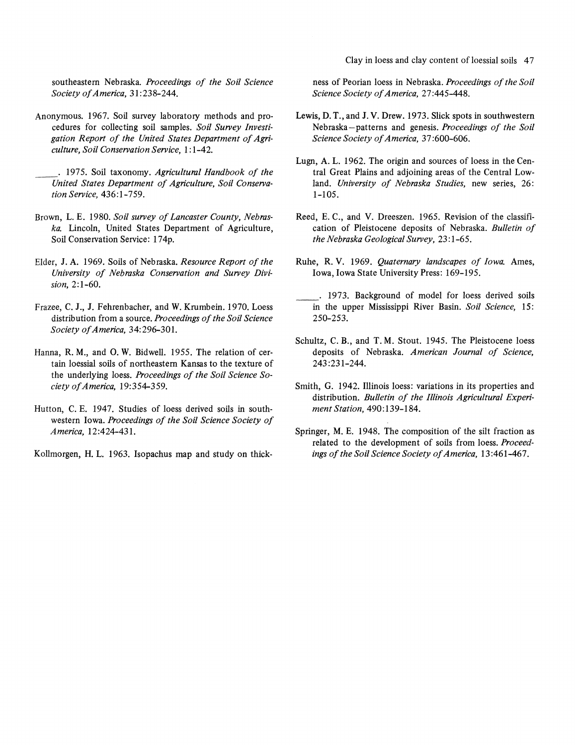southeastern Nebraska. *Proceedings of the Soil Science Society of America,* 31:238-244.

Anonymous. 1967. Soil survey laboratory methods and procedures for collecting soil samples. *Soil Survey Investigation Report of the United States Department of Agriculture, Soil Conservation Service,* 1:1-42.

_____. 1975. Soil taxonomy. *Agricultural Handbook of the United States Department of Agriculture, Soil Conservation Service,* 436:1-759.

Brown, L. E. 1980. *Soil survey of Lancaster County, Nebraska.* Lincoln, United States Department of Agriculture, Soil Conservation Service: 174p.

Elder, J. A. 1969. Soils of Nebraska. *Resource Report of the University of Nebraska Conservation and Survey Division,* 2:1-60.

Frazee, C. J., J. Fehrenbacher, and W. Krumbein. 1970. Loess distribution from a source. *Proceedings of the Soil Science Society of America,* 34:296-301.

Hanna, R. M., and O. W. Bidwell. 1955. The relation of certain loessial soils of northeastern Kansas to the texture of the underlying loess. *Proceedings of the Soil Science Society of America,* 19:354-359.

Hutton, C. E. 1947. Studies of loess derived soils in southwestern Iowa. *Proceedings of the Soil Science Society of America,* 12:424-431.

Kollmorgen, H. L. 1963. Isopachus map and study on thickness of Peorian loess in Nebraska. *Proceedings of the Soil Science Society of America,* 27:445-448.

Lewis, D. T., and J. V. Drew. 1973. Slick spots in southwestern Nebraska—patterns and genesis. *Proceedings of the Soil Science Society of America,* 37:600-606.

Lugn, A. L. 1962. The origin and sources of loess in the Central Great Plains and adjoining areas of the Central Lowland. *University of Nebraska Studies,* new series, 26: 1-105.

Reed, E. C., and V. Dreeszen. 1965. Revision of the classification of Pleistocene deposits of Nebraska. *Bulletin of the Nebraska Geological Survey,* 23:1-65.

Ruhe, R. V. 1969. *Quaternary landscapes of Iowa.* Ames, Iowa, Iowa State University Press: 169-195.

_____. 1973. Background of model for loess derived soils in the upper Mississippi River Basin. *Soil Science,* 15: 250-253.

Schultz, C. B., and T. M. Stout. 1945. The Pleistocene loess deposits of Nebraska. *American Journal of Science,* 243:231-244.

Smith, G. 1942. Illinois loess: variations in its properties and distribution. *Bulletin of the Illinois Agricultural Experiment Station,* 490:139-184.

Springer, M. E. 1948. The composition of the silt fraction as related to the development of soils from loess. *Proceedings of the Soil Science Society of America,* 13:461-467.